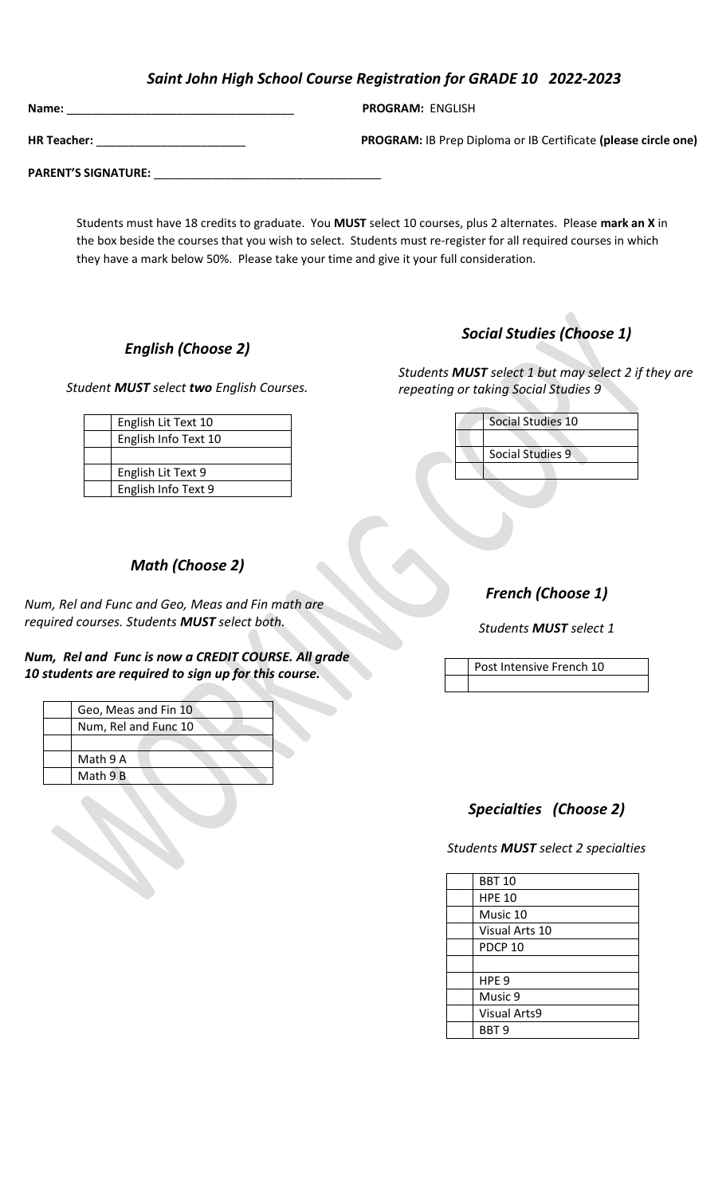## *Saint John High School Course Registration for GRADE 10 2022-2023*

**Name:** ___________________________________ **PROGRAM:** ENGLISH

**HR Teacher:** _______________________ **PROGRAM:** IB Prep Diploma or IB Certificate **(please circle one)**

**PARENT'S SIGNATURE:** ___________________________________

Students must have 18 credits to graduate. You **MUST** select 10 courses, plus 2 alternates. Please **mark an X** in the box beside the courses that you wish to select. Students must re-register for all required courses in which they have a mark below 50%. Please take your time and give it your full consideration.

### *English (Choose 2)*

*Student **MUST** select **two** English Courses.*

| | |
|---|---|
| | English Lit Text 10 |
| | English Info Text 10 |
| | |
| | English Lit Text 9 |
| | English Info Text 9 |

### *Social Studies (Choose 1)*

*Students **MUST** select 1 but may select 2 if they are repeating or taking Social Studies 9*

| | |
|---|---|
| | Social Studies 10 |
| | |
| | Social Studies 9 |
| | |

### *Math (Choose 2)*

*Num, Rel and Func and Geo, Meas and Fin math are required courses. Students **MUST** select both.*

***Num, Rel and Func is now a CREDIT COURSE. All grade 10 students are required to sign up for this course.***

| | |
|---|---|
| | Geo, Meas and Fin 10 |
| | Num, Rel and Func 10 |
| | |
| | Math 9 A |
| | Math 9 B |

### *French (Choose 1)*

*Students **MUST** select 1*

| | |
|---|---|
| | Post Intensive French 10 |
| | |

### *Specialties (Choose 2)*

*Students **MUST** select 2 specialties*

| | |
|---|---|
| | BBT 10 |
| | HPE 10 |
| | Music 10 |
| | Visual Arts 10 |
| | PDCP 10 |
| | |
| | HPE 9 |
| | Music 9 |
| | Visual Arts9 |
| | BBT 9 |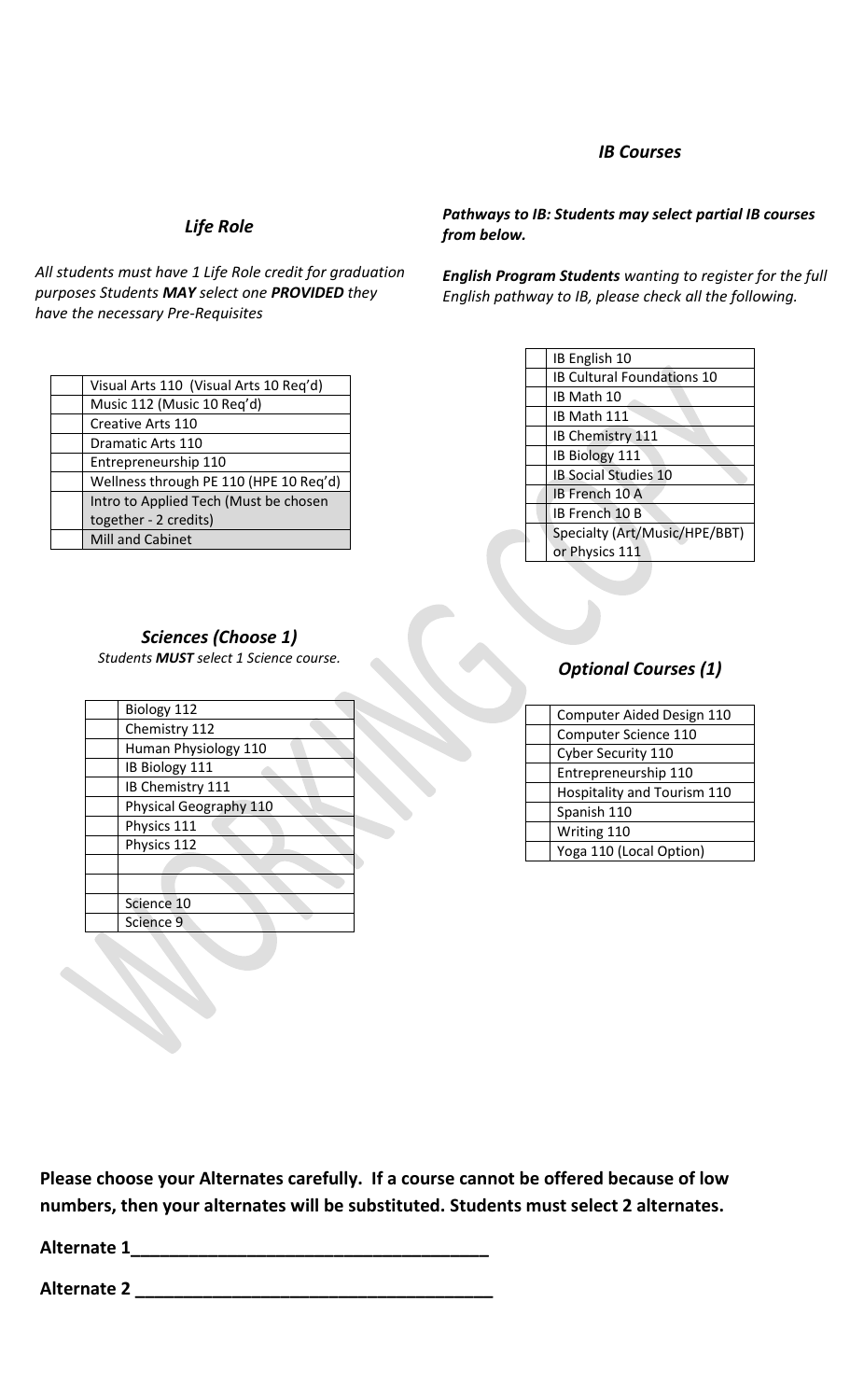### *IB Courses*

### *Life Role*

*All students must have 1 Life Role credit for graduation purposes Students **MAY** select one **PROVIDED** they have the necessary Pre-Requisites*

| | |
|---|---|
| | Visual Arts 110 (Visual Arts 10 Req'd) |
| | Music 112 (Music 10 Req'd) |
| | Creative Arts 110 |
| | Dramatic Arts 110 |
| | Entrepreneurship 110 |
| | Wellness through PE 110 (HPE 10 Req'd) |
| | Intro to Applied Tech (Must be chosen together - 2 credits) |
| | Mill and Cabinet |

***Pathways to IB: Students may select partial IB courses from below.***

***English Program Students** wanting to register for the full English pathway to IB, please check all the following.*

| | |
|---|---|
| | IB English 10 |
| | IB Cultural Foundations 10 |
| | IB Math 10 |
| | IB Math 111 |
| | IB Chemistry 111 |
| | IB Biology 111 |
| | IB Social Studies 10 |
| | IB French 10 A |
| | IB French 10 B |
| | Specialty (Art/Music/HPE/BBT) or Physics 111 |

### *Sciences (Choose 1)*

*Students **MUST** select 1 Science course.*

| | |
|---|---|
| | Biology 112 |
| | Chemistry 112 |
| | Human Physiology 110 |
| | IB Biology 111 |
| | IB Chemistry 111 |
| | Physical Geography 110 |
| | Physics 111 |
| | Physics 112 |
| | |
| | |
| | Science 10 |
| | Science 9 |

### *Optional Courses (1)*

| | |
|---|---|
| | Computer Aided Design 110 |
| | Computer Science 110 |
| | Cyber Security 110 |
| | Entrepreneurship 110 |
| | Hospitality and Tourism 110 |
| | Spanish 110 |
| | Writing 110 |
| | Yoga 110 (Local Option) |

**Please choose your Alternates carefully. If a course cannot be offered because of low numbers, then your alternates will be substituted. Students must select 2 alternates.**

**Alternate 1**___________________________________

**Alternate 2** ___________________________________